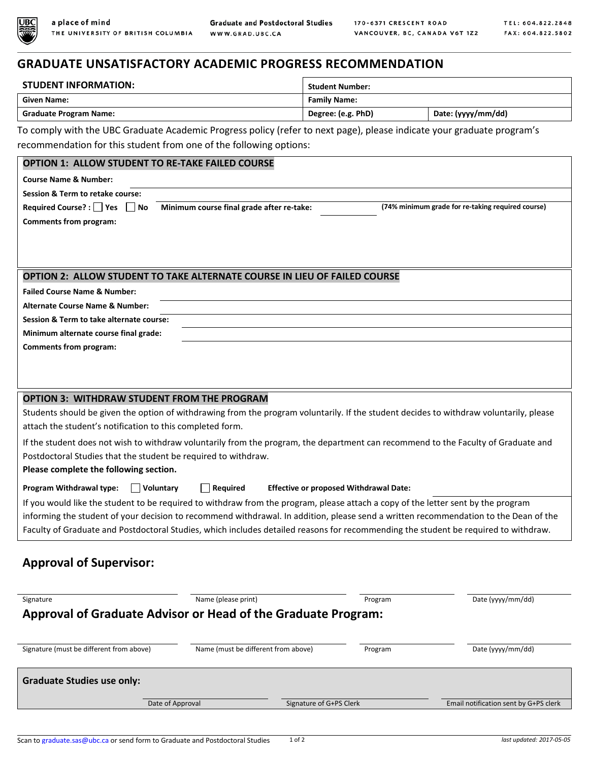a place of mind
THE UNIVERSITY OF BRITISH COLUMBIA

Graduate and Postdoctoral Studies
WWW.GRAD.UBC.CA

170-6371 CRESCENT ROAD
VANCOUVER, BC, CANADA V6T 1Z2

TEL: 604.822.2848
FAX: 604.822.5802

# GRADUATE UNSATISFACTORY ACADEMIC PROGRESS RECOMMENDATION

| STUDENT INFORMATION: | Student Number: | |
|---|---|---|
| Given Name: | Family Name: | |
| Graduate Program Name: | Degree: (e.g. PhD) | Date: (yyyy/mm/dd) |

To comply with the UBC Graduate Academic Progress policy (refer to next page), please indicate your graduate program's recommendation for this student from one of the following options:

## OPTION 1: ALLOW STUDENT TO RE-TAKE FAILED COURSE

**Course Name & Number:** ______________________

**Session & Term to retake course:** ______________________

**Required Course? :** ☐ Yes ☐ No **Minimum course final grade after re-take:** __________ **(74% minimum grade for re-taking required course)**

**Comments from program:**

## OPTION 2: ALLOW STUDENT TO TAKE ALTERNATE COURSE IN LIEU OF FAILED COURSE

**Failed Course Name & Number:** ______________________

**Alternate Course Name & Number:** ______________________

**Session & Term to take alternate course:** ______________________

**Minimum alternate course final grade:** ______________________

**Comments from program:**

## OPTION 3: WITHDRAW STUDENT FROM THE PROGRAM

Students should be given the option of withdrawing from the program voluntarily. If the student decides to withdraw voluntarily, please attach the student's notification to this completed form.

If the student does not wish to withdraw voluntarily from the program, the department can recommend to the Faculty of Graduate and Postdoctoral Studies that the student be required to withdraw.

**Please complete the following section.**

**Program Withdrawal type:** ☐ **Voluntary** ☐ **Required** **Effective or proposed Withdrawal Date:** __________

If you would like the student to be required to withdraw from the program, please attach a copy of the letter sent by the program informing the student of your decision to recommend withdrawal. In addition, please send a written recommendation to the Dean of the Faculty of Graduate and Postdoctoral Studies, which includes detailed reasons for recommending the student be required to withdraw.

## Approval of Supervisor:

| Signature | Name (please print) | Program | Date (yyyy/mm/dd) |
|---|---|---|---|
| | | | |

## Approval of Graduate Advisor or Head of the Graduate Program:

| Signature (must be different from above) | Name (must be different from above) | Program | Date (yyyy/mm/dd) |
|---|---|---|---|
| | | | |

**Graduate Studies use only:**

| Date of Approval | Signature of G+PS Clerk | Email notification sent by G+PS clerk |
|---|---|---|
| | | |

Scan to graduate.sas@ubc.ca or send form to Graduate and Postdoctoral Studies

*last updated: 2017-05-05*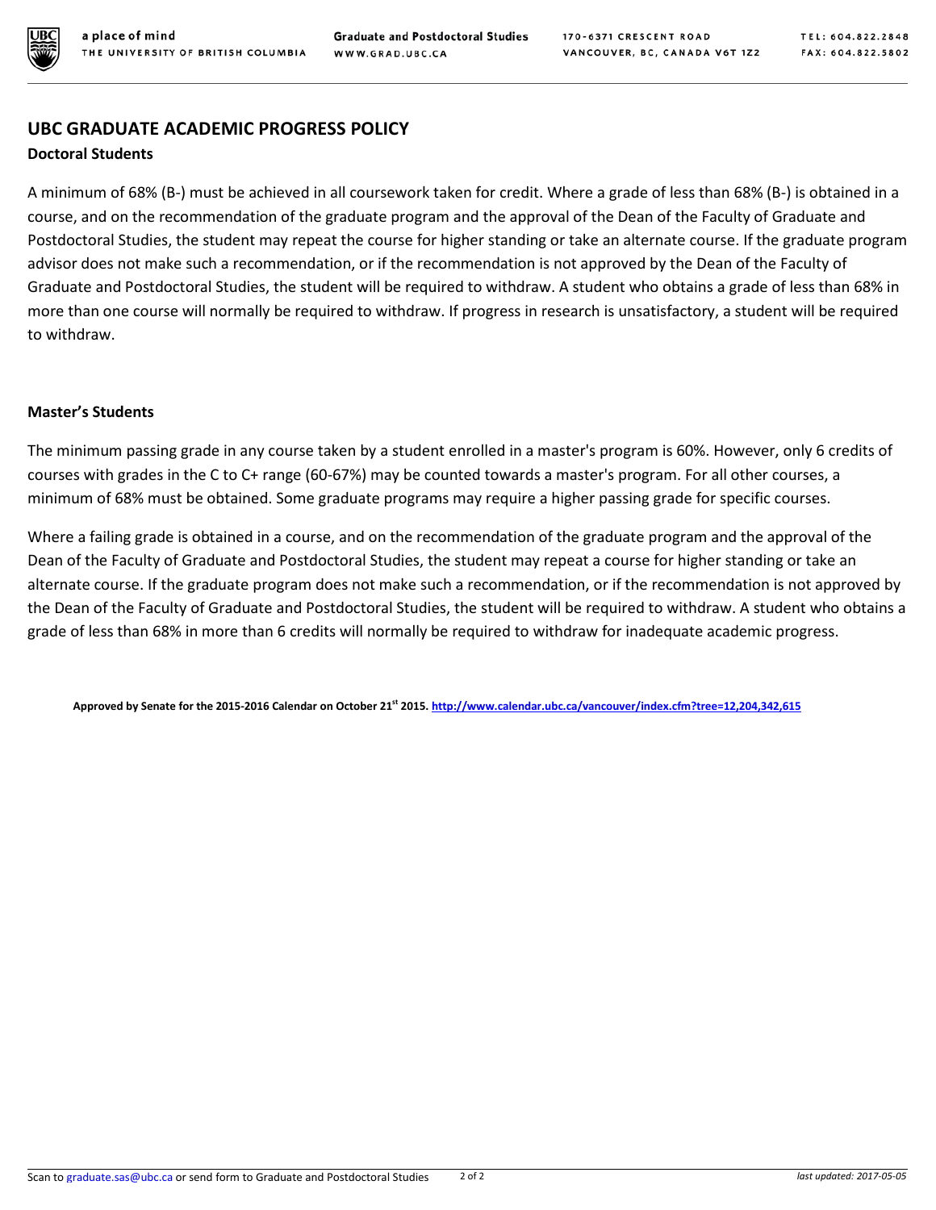# UBC GRADUATE ACADEMIC PROGRESS POLICY

## Doctoral Students

A minimum of 68% (B-) must be achieved in all coursework taken for credit. Where a grade of less than 68% (B-) is obtained in a course, and on the recommendation of the graduate program and the approval of the Dean of the Faculty of Graduate and Postdoctoral Studies, the student may repeat the course for higher standing or take an alternate course. If the graduate program advisor does not make such a recommendation, or if the recommendation is not approved by the Dean of the Faculty of Graduate and Postdoctoral Studies, the student will be required to withdraw. A student who obtains a grade of less than 68% in more than one course will normally be required to withdraw. If progress in research is unsatisfactory, a student will be required to withdraw.

## Master's Students

The minimum passing grade in any course taken by a student enrolled in a master's program is 60%. However, only 6 credits of courses with grades in the C to C+ range (60-67%) may be counted towards a master's program. For all other courses, a minimum of 68% must be obtained. Some graduate programs may require a higher passing grade for specific courses.

Where a failing grade is obtained in a course, and on the recommendation of the graduate program and the approval of the Dean of the Faculty of Graduate and Postdoctoral Studies, the student may repeat a course for higher standing or take an alternate course. If the graduate program does not make such a recommendation, or if the recommendation is not approved by the Dean of the Faculty of Graduate and Postdoctoral Studies, the student will be required to withdraw. A student who obtains a grade of less than 68% in more than 6 credits will normally be required to withdraw for inadequate academic progress.

**Approved by Senate for the 2015-2016 Calendar on October 21st 2015. http://www.calendar.ubc.ca/vancouver/index.cfm?tree=12,204,342,615**